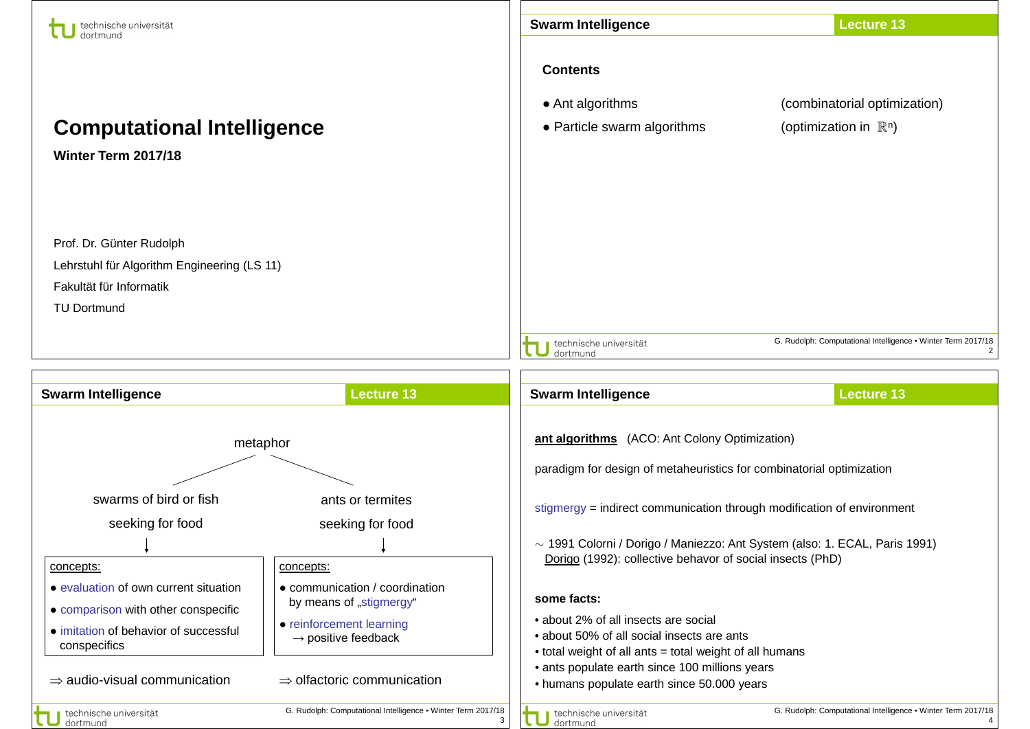# Computational Intelligence

**Winter Term 2017/18**

Prof. Dr. Günter Rudolph

Lehrstuhl für Algorithm Engineering (LS 11)

Fakultät für Informatik

TU Dortmund

## Swarm Intelligence — Lecture 13

**Contents**

- Ant algorithms (combinatorial optimization)
- Particle swarm algorithms (optimization in $\mathbb{R}^n$)

## Swarm Intelligence — Lecture 13

metaphor

| swarms of bird or fish seeking for food | ants or termites seeking for food |
| --- | --- |
| concepts: ● evaluation of own current situation ● comparison with other conspecific ● imitation of behavior of successful conspecifics | concepts: ● communication / coordination by means of „stigmergy“ ● reinforcement learning → positive feedback |
| ⇒ audio-visual communication | ⇒ olfactoric communication |

## Swarm Intelligence — Lecture 13

**ant algorithms** (ACO: Ant Colony Optimization)

paradigm for design of metaheuristics for combinatorial optimization

stigmergy = indirect communication through modification of environment

∼ 1991 Colorni / Dorigo / Maniezzo: Ant System (also: 1. ECAL, Paris 1991)
Dorigo (1992): collective behavior of social insects (PhD)

**some facts:**

- about 2% of all insects are social
- about 50% of all social insects are ants
- total weight of all ants = total weight of all humans
- ants populate earth since 100 millions years
- humans populate earth since 50.000 years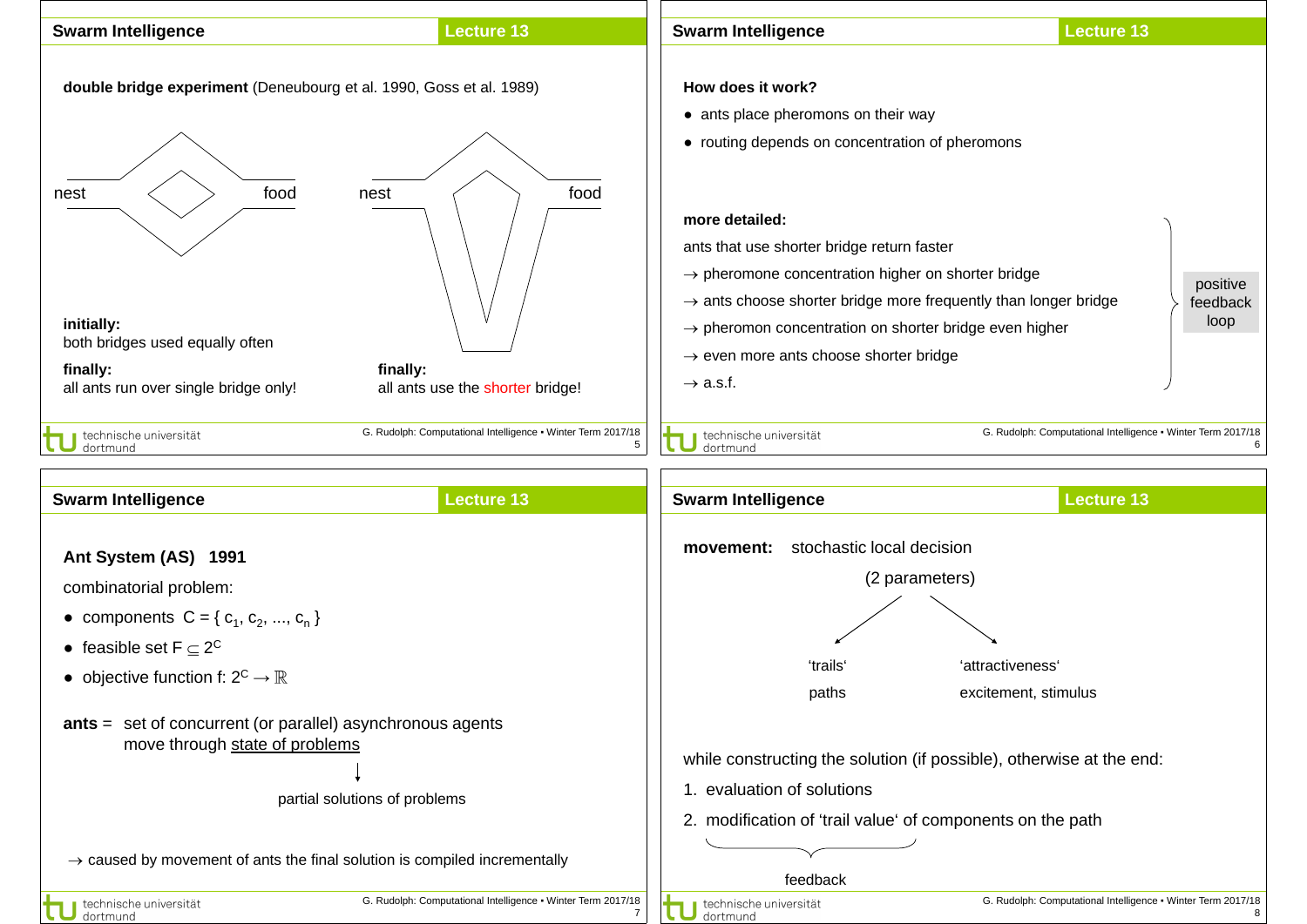## Swarm Intelligence — Lecture 13

**double bridge experiment** (Deneubourg et al. 1990, Goss et al. 1989)

nest — food　　　nest — food

**initially:**
both bridges used equally often

**finally:**
all ants run over single bridge only!

**finally:**
all ants use the shorter bridge!

## Swarm Intelligence — Lecture 13

**How does it work?**

- ants place pheromons on their way
- routing depends on concentration of pheromons

**more detailed:**

ants that use shorter bridge return faster

→ pheromone concentration higher on shorter bridge

→ ants choose shorter bridge more frequently than longer bridge

→ pheromon concentration on shorter bridge even higher

→ even more ants choose shorter bridge

→ a.s.f.

} positive feedback loop

## Swarm Intelligence — Lecture 13

**Ant System (AS) 1991**

combinatorial problem:

- components $C = \{ c_1, c_2, ..., c_n \}$
- feasible set $F \subseteq 2^C$
- objective function f: $2^C \rightarrow \mathbb{R}$

**ants** = set of concurrent (or parallel) asynchronous agents move through state of problems

↓

partial solutions of problems

→ caused by movement of ants the final solution is compiled incrementally

## Swarm Intelligence — Lecture 13

**movement:** stochastic local decision

(2 parameters)

‘trails‘ — paths

‘attractiveness‘ — excitement, stimulus

while constructing the solution (if possible), otherwise at the end:

1. evaluation of solutions
2. modification of ‘trail value‘ of components on the path

feedback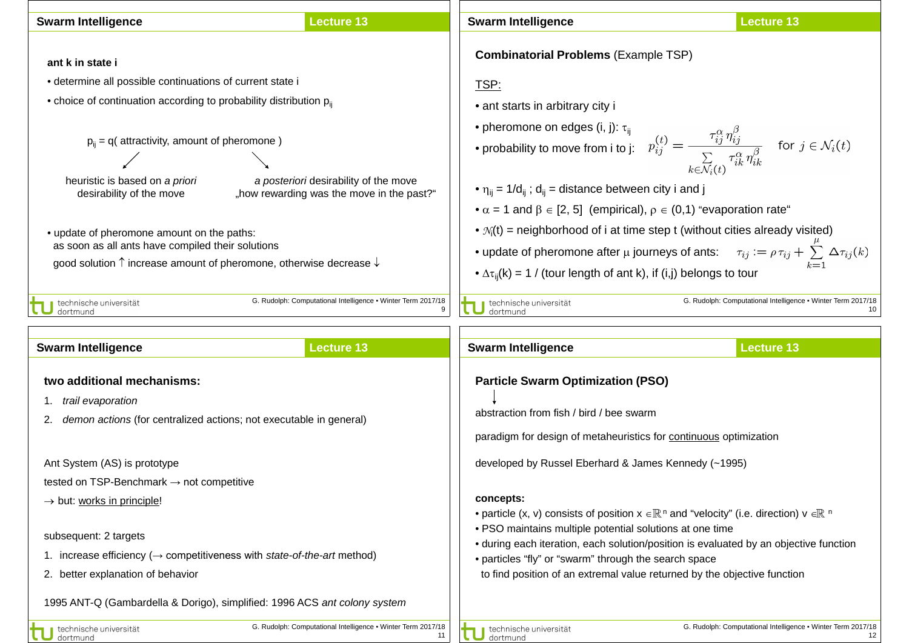## Swarm Intelligence — Lecture 13

**ant k in state i**

- determine all possible continuations of current state i
- choice of continuation according to probability distribution $p_{ij}$

$p_{ij}$ = q( attractivity, amount of pheromone )

↙ heuristic is based on *a priori* desirability of the move

↘ *a posteriori* desirability of the move „how rewarding was the move in the past?"

- update of pheromone amount on the paths: as soon as all ants have compiled their solutions
  good solution ↑ increase amount of pheromone, otherwise decrease ↓

## Swarm Intelligence — Lecture 13

**Combinatorial Problems** (Example TSP)

TSP:

- ant starts in arbitrary city i
- pheromone on edges (i, j): $\tau_{ij}$
- probability to move from i to j: $p_{ij}^{(t)} = \dfrac{\tau_{ij}^{\alpha}\,\eta_{ij}^{\beta}}{\sum\limits_{k \in \mathcal{N}_i(t)} \tau_{ik}^{\alpha}\,\eta_{ik}^{\beta}}$ for $j \in \mathcal{N}_i(t)$
- $\eta_{ij} = 1/d_{ij}$ ; $d_{ij}$ = distance between city i and j
- $\alpha = 1$ and $\beta \in [2, 5]$ (empirical), $\rho \in (0,1)$ "evaporation rate"
- $\mathcal{N}_i(t)$ = neighborhood of i at time step t (without cities already visited)
- update of pheromone after $\mu$ journeys of ants: $\tau_{ij} := \rho\,\tau_{ij} + \sum\limits_{k=1}^{\mu} \Delta\tau_{ij}(k)$
- $\Delta\tau_{ij}(k)$ = 1 / (tour length of ant k), if (i,j) belongs to tour

## Swarm Intelligence — Lecture 13

**two additional mechanisms:**

1. *trail evaporation*
2. *demon actions* (for centralized actions; not executable in general)

Ant System (AS) is prototype

tested on TSP-Benchmark → not competitive

→ but: works in principle!

subsequent: 2 targets

1. increase efficiency (→ competitiveness with *state-of-the-art* method)
2. better explanation of behavior

1995 ANT-Q (Gambardella & Dorigo), simplified: 1996 ACS *ant colony system*

## Swarm Intelligence — Lecture 13

**Particle Swarm Optimization (PSO)**

↓

abstraction from fish / bird / bee swarm

paradigm for design of metaheuristics for continuous optimization

developed by Russel Eberhard & James Kennedy (~1995)

**concepts:**

- particle (x, v) consists of position $x \in \mathbb{R}^n$ and "velocity" (i.e. direction) $v \in \mathbb{R}^n$
- PSO maintains multiple potential solutions at one time
- during each iteration, each solution/position is evaluated by an objective function
- particles "fly" or "swarm" through the search space
  to find position of an extremal value returned by the objective function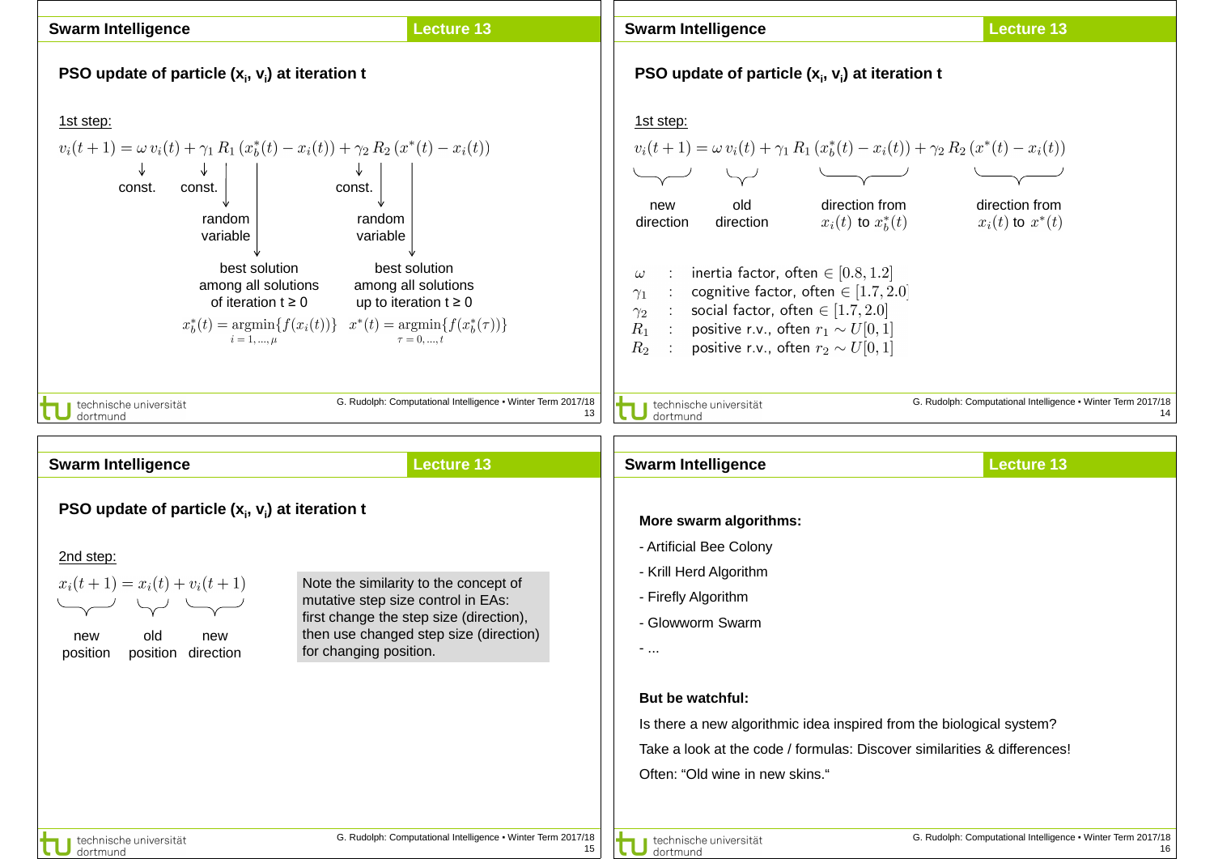## PSO update of particle ($x_i$, $v_i$) at iteration t

1st step:

$$v_i(t+1) = \omega\, v_i(t) + \gamma_1\, R_1\, (x_b^*(t) - x_i(t)) + \gamma_2\, R_2\, (x^*(t) - x_i(t))$$

- $\omega$: const.
- $\gamma_1$: const.
- $R_1$: random variable
- $x_b^*(t)$: best solution among all solutions of iteration t ≥ 0
- $\gamma_2$: const.
- $R_2$: random variable
- $x^*(t)$: best solution among all solutions up to iteration t ≥ 0

$$x_b^*(t) = \underset{i=1,\ldots,\mu}{\operatorname{argmin}}\{f(x_i(t))\} \quad x^*(t) = \underset{\tau=0,\ldots,t}{\operatorname{argmin}}\{f(x_b^*(\tau))\}$$

## PSO update of particle ($x_i$, $v_i$) at iteration t

1st step:

$$v_i(t+1) = \omega\, v_i(t) + \gamma_1\, R_1\, (x_b^*(t) - x_i(t)) + \gamma_2\, R_2\, (x^*(t) - x_i(t))$$

- $v_i(t+1)$: new direction
- $v_i(t)$: old direction
- $(x_b^*(t) - x_i(t))$: direction from $x_i(t)$ to $x_b^*(t)$
- $(x^*(t) - x_i(t))$: direction from $x_i(t)$ to $x^*(t)$

$\omega$ : inertia factor, often $\in [0.8, 1.2]$
$\gamma_1$ : cognitive factor, often $\in [1.7, 2.0]$
$\gamma_2$ : social factor, often $\in [1.7, 2.0]$
$R_1$ : positive r.v., often $r_1 \sim U[0,1]$
$R_2$ : positive r.v., often $r_2 \sim U[0,1]$

## PSO update of particle ($x_i$, $v_i$) at iteration t

2nd step:

$$x_i(t+1) = x_i(t) + v_i(t+1)$$

- $x_i(t+1)$: new position
- $x_i(t)$: old position
- $v_i(t+1)$: new direction

Note the similarity to the concept of mutative step size control in EAs: first change the step size (direction), then use changed step size (direction) for changing position.

**More swarm algorithms:**

- Artificial Bee Colony
- Krill Herd Algorithm
- Firefly Algorithm
- Glowworm Swarm
- ...

**But be watchful:**

Is there a new algorithmic idea inspired from the biological system?

Take a look at the code / formulas: Discover similarities & differences!

Often: "Old wine in new skins."